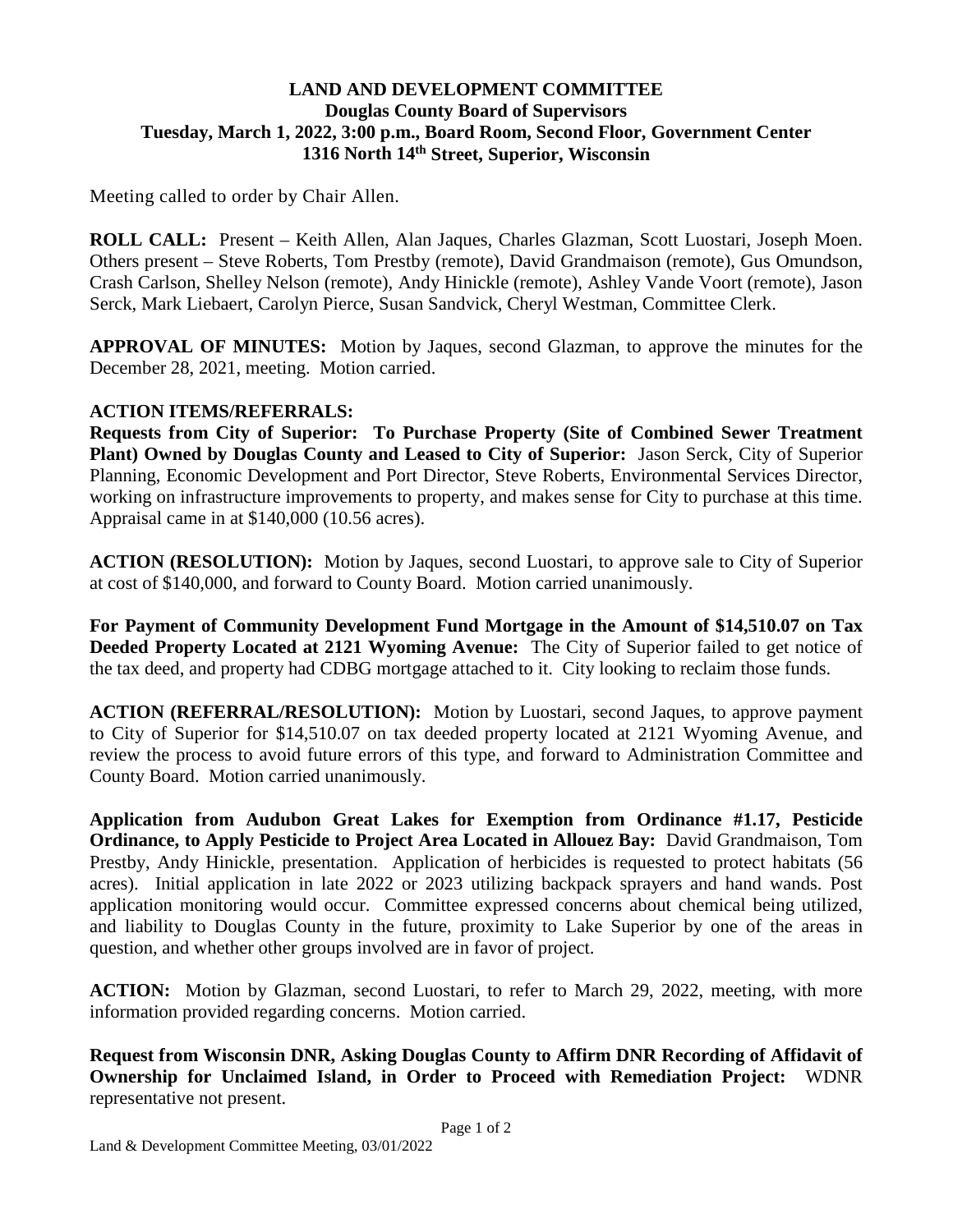**LAND AND DEVELOPMENT COMMITTEE**
**Douglas County Board of Supervisors**
**Tuesday, March 1, 2022, 3:00 p.m., Board Room, Second Floor, Government Center**
**1316 North 14th Street, Superior, Wisconsin**

Meeting called to order by Chair Allen.

**ROLL CALL:** Present – Keith Allen, Alan Jaques, Charles Glazman, Scott Luostari, Joseph Moen. Others present – Steve Roberts, Tom Prestby (remote), David Grandmaison (remote), Gus Omundson, Crash Carlson, Shelley Nelson (remote), Andy Hinickle (remote), Ashley Vande Voort (remote), Jason Serck, Mark Liebaert, Carolyn Pierce, Susan Sandvick, Cheryl Westman, Committee Clerk.

**APPROVAL OF MINUTES:** Motion by Jaques, second Glazman, to approve the minutes for the December 28, 2021, meeting. Motion carried.

**ACTION ITEMS/REFERRALS:**

**Requests from City of Superior: To Purchase Property (Site of Combined Sewer Treatment Plant) Owned by Douglas County and Leased to City of Superior:** Jason Serck, City of Superior Planning, Economic Development and Port Director, Steve Roberts, Environmental Services Director, working on infrastructure improvements to property, and makes sense for City to purchase at this time. Appraisal came in at $140,000 (10.56 acres).

**ACTION (RESOLUTION):** Motion by Jaques, second Luostari, to approve sale to City of Superior at cost of $140,000, and forward to County Board. Motion carried unanimously.

**For Payment of Community Development Fund Mortgage in the Amount of $14,510.07 on Tax Deeded Property Located at 2121 Wyoming Avenue:** The City of Superior failed to get notice of the tax deed, and property had CDBG mortgage attached to it. City looking to reclaim those funds.

**ACTION (REFERRAL/RESOLUTION):** Motion by Luostari, second Jaques, to approve payment to City of Superior for $14,510.07 on tax deeded property located at 2121 Wyoming Avenue, and review the process to avoid future errors of this type, and forward to Administration Committee and County Board. Motion carried unanimously.

**Application from Audubon Great Lakes for Exemption from Ordinance #1.17, Pesticide Ordinance, to Apply Pesticide to Project Area Located in Allouez Bay:** David Grandmaison, Tom Prestby, Andy Hinickle, presentation. Application of herbicides is requested to protect habitats (56 acres). Initial application in late 2022 or 2023 utilizing backpack sprayers and hand wands. Post application monitoring would occur. Committee expressed concerns about chemical being utilized, and liability to Douglas County in the future, proximity to Lake Superior by one of the areas in question, and whether other groups involved are in favor of project.

**ACTION:** Motion by Glazman, second Luostari, to refer to March 29, 2022, meeting, with more information provided regarding concerns. Motion carried.

**Request from Wisconsin DNR, Asking Douglas County to Affirm DNR Recording of Affidavit of Ownership for Unclaimed Island, in Order to Proceed with Remediation Project:** WDNR representative not present.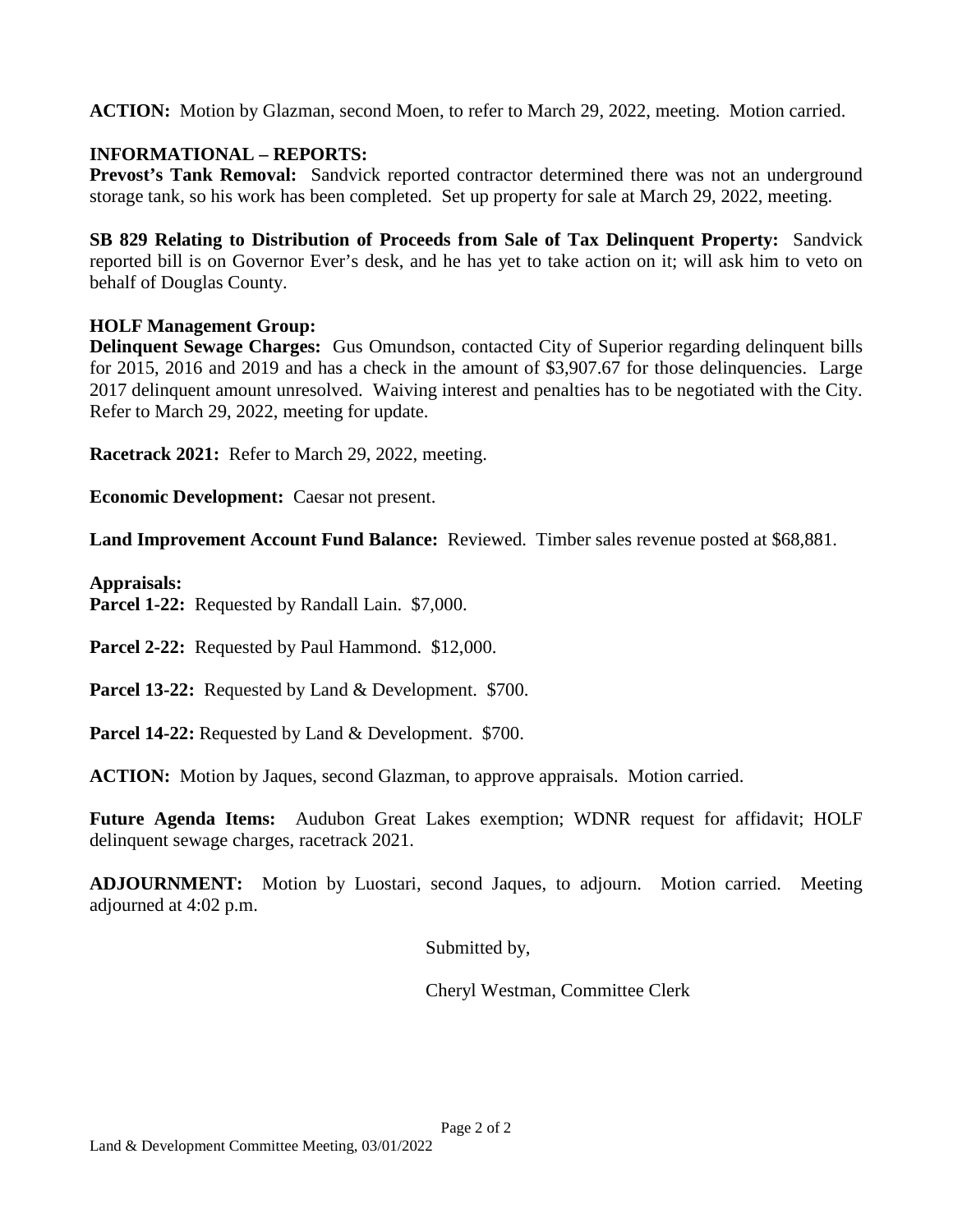**ACTION:** Motion by Glazman, second Moen, to refer to March 29, 2022, meeting. Motion carried.

**INFORMATIONAL – REPORTS:**

**Prevost's Tank Removal:** Sandvick reported contractor determined there was not an underground storage tank, so his work has been completed. Set up property for sale at March 29, 2022, meeting.

**SB 829 Relating to Distribution of Proceeds from Sale of Tax Delinquent Property:** Sandvick reported bill is on Governor Ever's desk, and he has yet to take action on it; will ask him to veto on behalf of Douglas County.

**HOLF Management Group:**

**Delinquent Sewage Charges:** Gus Omundson, contacted City of Superior regarding delinquent bills for 2015, 2016 and 2019 and has a check in the amount of $3,907.67 for those delinquencies. Large 2017 delinquent amount unresolved. Waiving interest and penalties has to be negotiated with the City. Refer to March 29, 2022, meeting for update.

**Racetrack 2021:** Refer to March 29, 2022, meeting.

**Economic Development:** Caesar not present.

**Land Improvement Account Fund Balance:** Reviewed. Timber sales revenue posted at $68,881.

**Appraisals:**

**Parcel 1-22:** Requested by Randall Lain. $7,000.

**Parcel 2-22:** Requested by Paul Hammond. $12,000.

**Parcel 13-22:** Requested by Land & Development. $700.

**Parcel 14-22:** Requested by Land & Development. $700.

**ACTION:** Motion by Jaques, second Glazman, to approve appraisals. Motion carried.

**Future Agenda Items:** Audubon Great Lakes exemption; WDNR request for affidavit; HOLF delinquent sewage charges, racetrack 2021.

**ADJOURNMENT:** Motion by Luostari, second Jaques, to adjourn. Motion carried. Meeting adjourned at 4:02 p.m.

Submitted by,

Cheryl Westman, Committee Clerk